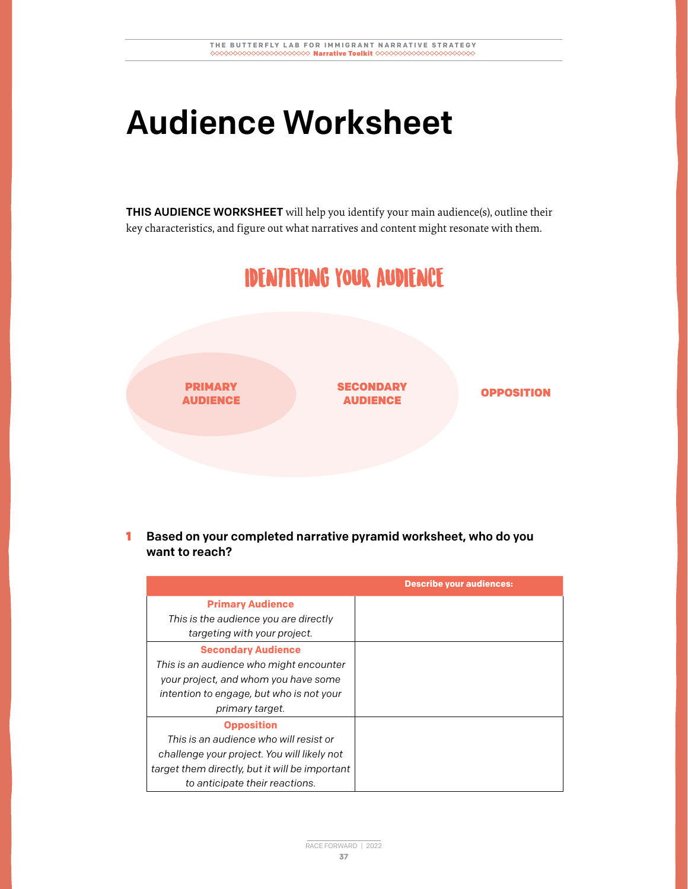# Audience Worksheet

**THIS AUDIENCE WORKSHEET** will help you identify your main audience(s), outline their key characteristics, and figure out what narratives and content might resonate with them.

## IDENTIFYING YOUR AUDIENCE

**PRIMARY AUDIENCE**

**SECONDARY AUDIENCE**

**OPPOSITION**

**1 Based on your completed narrative pyramid worksheet, who do you want to reach?**

| | Describe your audiences: |
|---|---|
| **Primary Audience** *This is the audience you are directly targeting with your project.* | |
| **Secondary Audience** *This is an audience who might encounter your project, and whom you have some intention to engage, but who is not your primary target.* | |
| **Opposition** *This is an audience who will resist or challenge your project. You will likely not target them directly, but it will be important to anticipate their reactions.* | |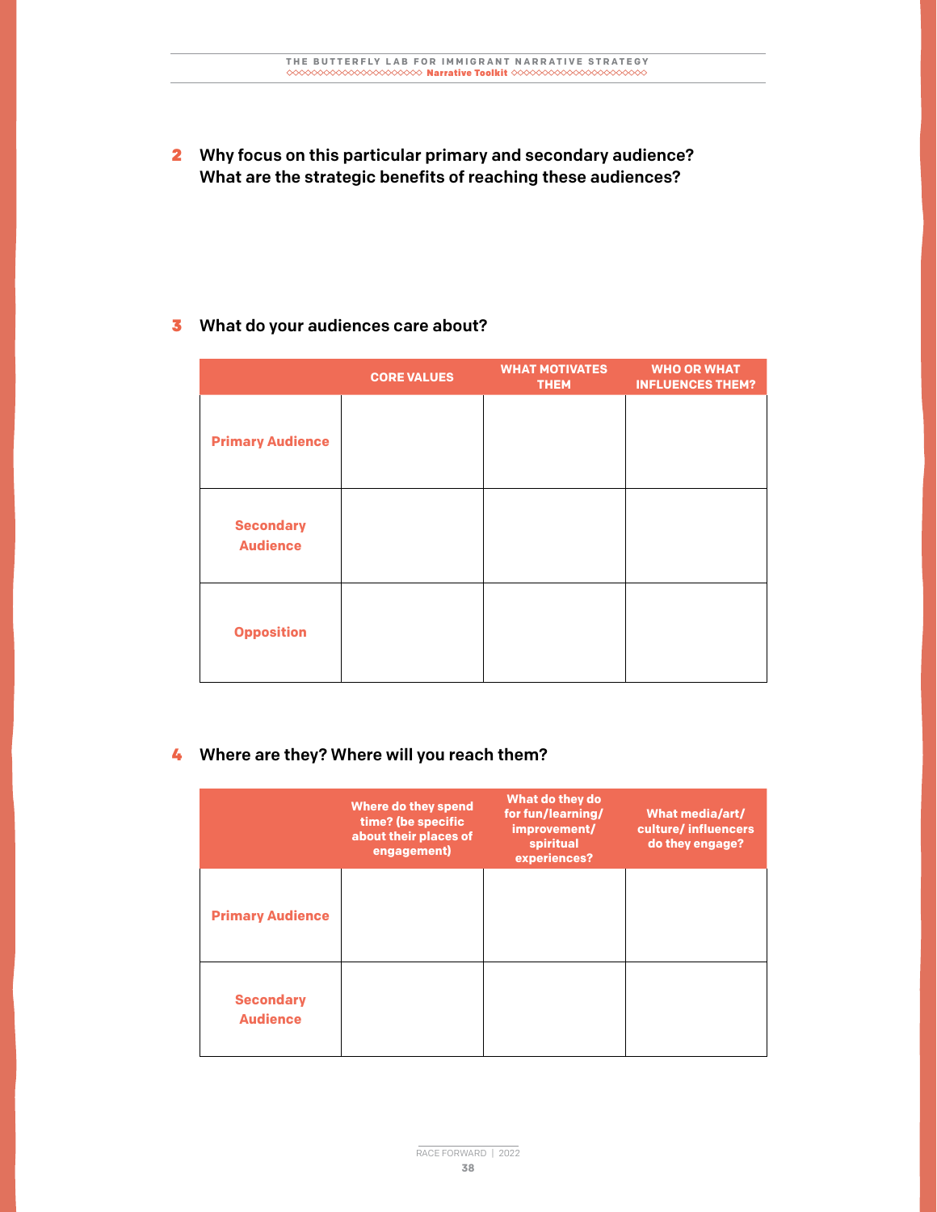**2** **Why focus on this particular primary and secondary audience? What are the strategic benefits of reaching these audiences?**

**3** **What do your audiences care about?**

| | CORE VALUES | WHAT MOTIVATES THEM | WHO OR WHAT INFLUENCES THEM? |
|---|---|---|---|
| **Primary Audience** | | | |
| **Secondary Audience** | | | |
| **Opposition** | | | |

**4** **Where are they? Where will you reach them?**

| | Where do they spend time? (be specific about their places of engagement) | What do they do for fun/learning/ improvement/ spiritual experiences? | What media/art/ culture/ influencers do they engage? |
|---|---|---|---|
| **Primary Audience** | | | |
| **Secondary Audience** | | | |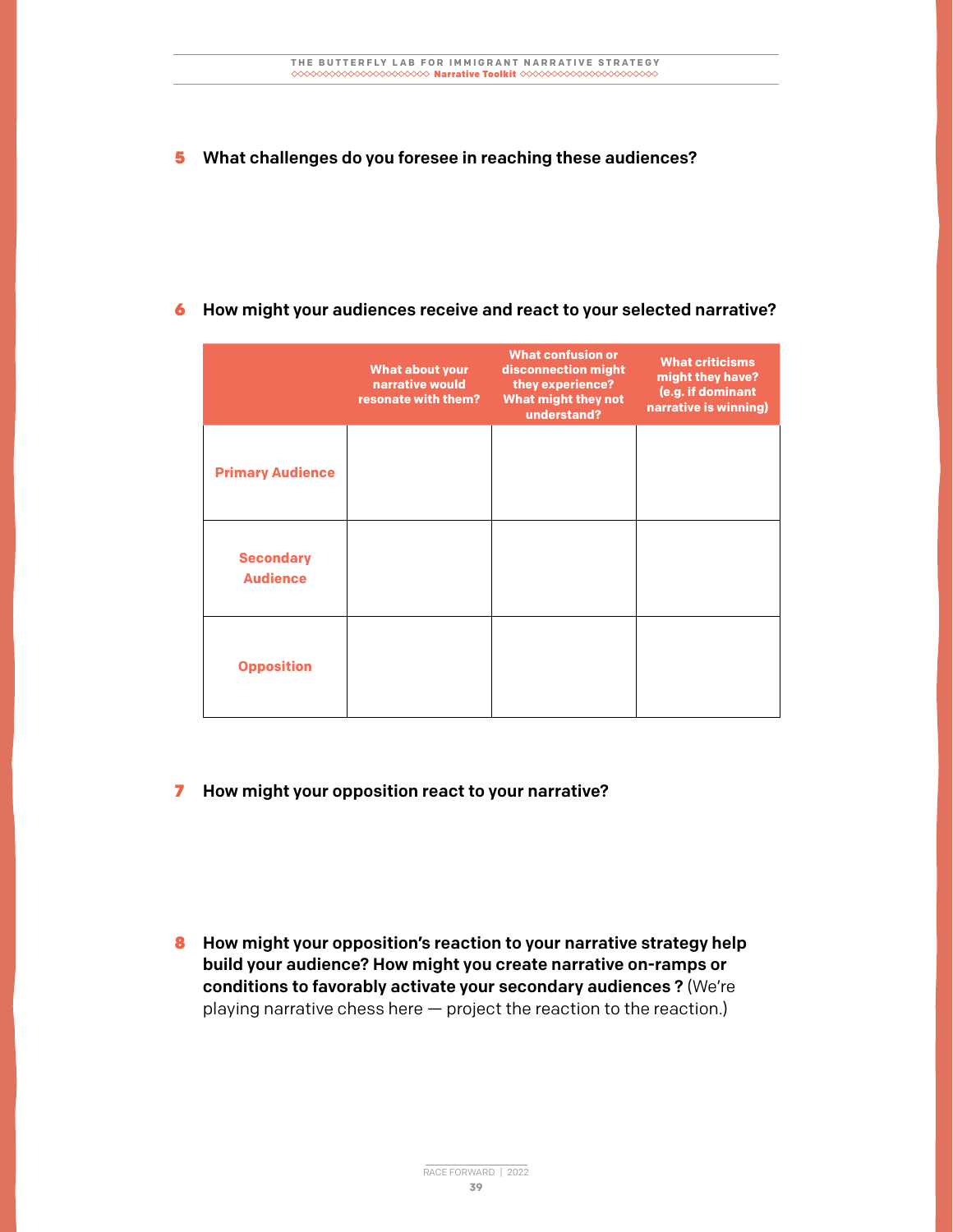**5** **What challenges do you foresee in reaching these audiences?**

**6** **How might your audiences receive and react to your selected narrative?**

| | What about your narrative would resonate with them? | What confusion or disconnection might they experience? What might they not understand? | What criticisms might they have? (e.g. if dominant narrative is winning) |
|---|---|---|---|
| **Primary Audience** | | | |
| **Secondary Audience** | | | |
| **Opposition** | | | |

**7** **How might your opposition react to your narrative?**

**8** **How might your opposition's reaction to your narrative strategy help build your audience? How might you create narrative on-ramps or conditions to favorably activate your secondary audiences ?** (We're playing narrative chess here — project the reaction to the reaction.)